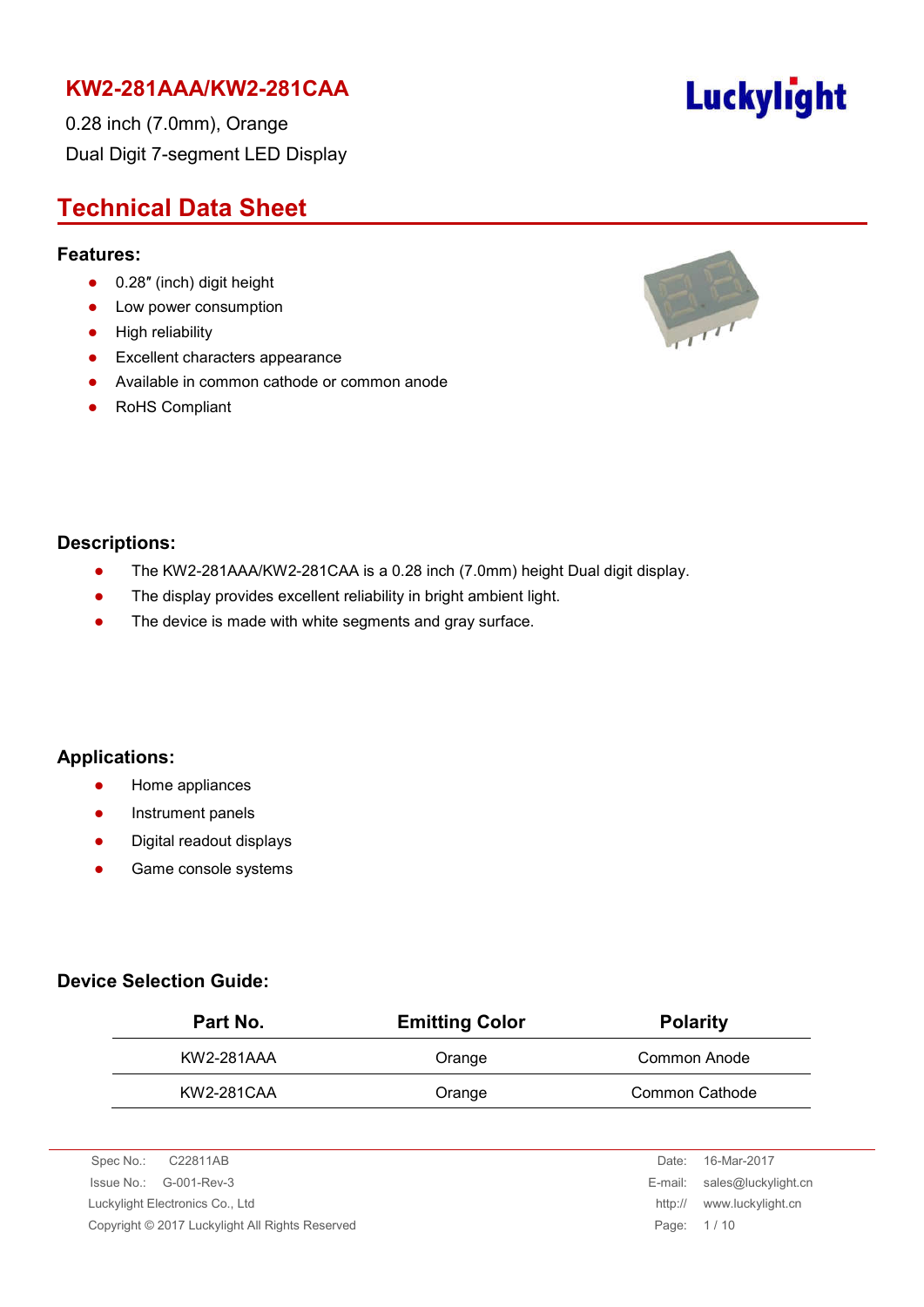# KW2-281AAA/KW2-281CAA

0.28 inch (7.0mm), Orange

Dual Digit 7-segment LED Display

## Technical Data Sheet

### Features:

- 0.28″ (inch) digit height
- Low power consumption
- High reliability
- Excellent characters appearance
- Available in common cathode or common anode
- RoHS Compliant

### Descriptions:

- The KW2-281AAA/KW2-281CAA is a 0.28 inch (7.0mm) height Dual digit display.
- The display provides excellent reliability in bright ambient light.
- The device is made with white segments and gray surface.

### Applications:

- Home appliances
- Instrument panels
- Digital readout displays
- Game console systems

### Device Selection Guide:

| Part No. | Emitting Color | Polarity |
|---|---|---|
| KW2-281AAA | Orange | Common Anode |
| KW2-281CAA | Orange | Common Cathode |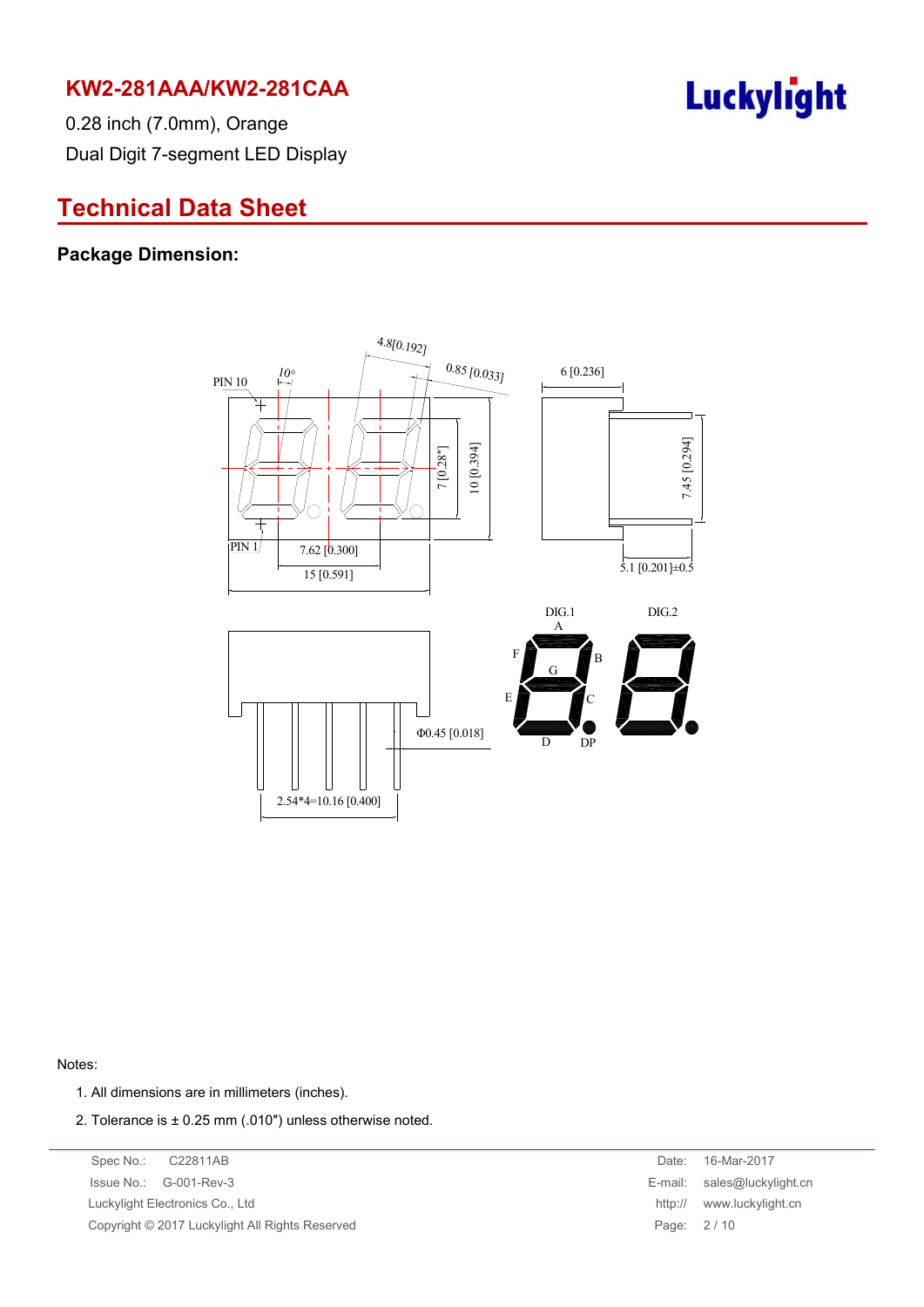## KW2-281AAA/KW2-281CAA

0.28 inch (7.0mm), Orange

Dual Digit 7-segment LED Display

# Technical Data Sheet

### Package Dimension:

Notes:

1. All dimensions are in millimeters (inches).
2. Tolerance is ± 0.25 mm (.010″) unless otherwise noted.

Spec No.: C22811AB

Issue No.: G-001-Rev-3

Luckylight Electronics Co., Ltd

Copyright © 2017 Luckylight All Rights Reserved

Date: 16-Mar-2017

E-mail: sales@luckylight.cn

http:// www.luckylight.cn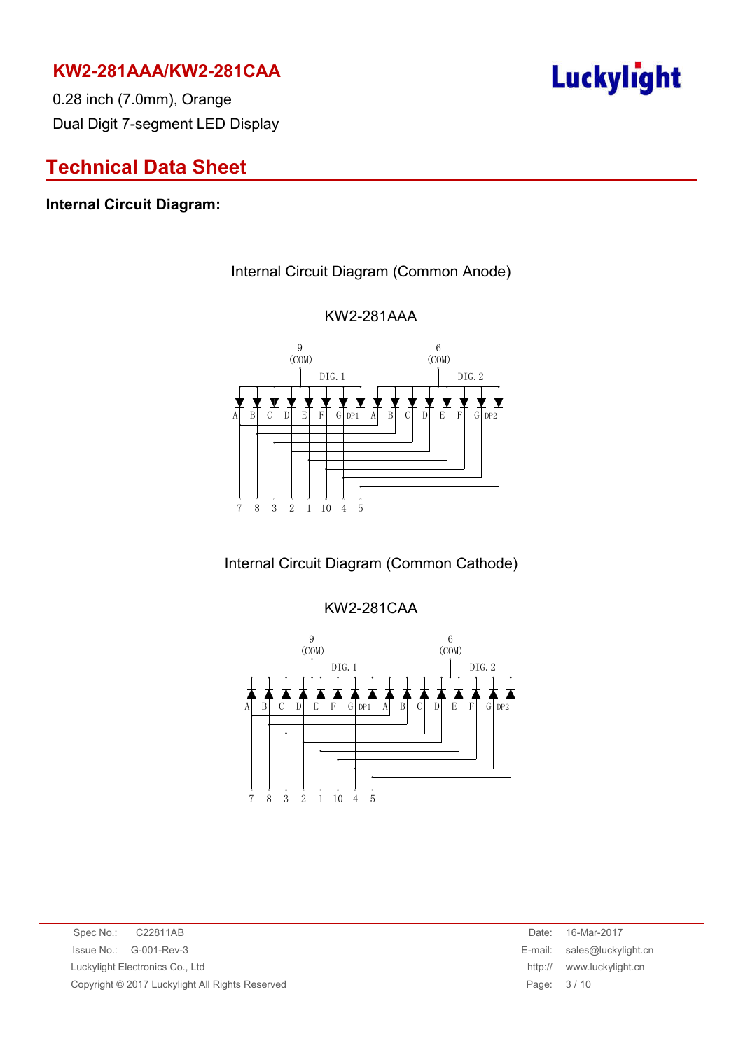# KW2-281AAA/KW2-281CAA

0.28 inch (7.0mm), Orange

Dual Digit 7-segment LED Display

## Technical Data Sheet

### Internal Circuit Diagram:

Internal Circuit Diagram (Common Anode)

KW2-281AAA

9 (COM) DIG. 1 — 6 (COM) DIG. 2

A B C D E F G DP1 A B C D E F G DP2

7 8 3 2 1 10 4 5

Internal Circuit Diagram (Common Cathode)

KW2-281CAA

9 (COM) DIG. 1 — 6 (COM) DIG. 2

A B C D E F G DP1 A B C D E F G DP2

7 8 3 2 1 10 4 5

Spec No.: C22811AB
Issue No.: G-001-Rev-3
Luckylight Electronics Co., Ltd
Copyright © 2017 Luckylight All Rights Reserved

Date: 16-Mar-2017
E-mail: sales@luckylight.cn
http:// www.luckylight.cn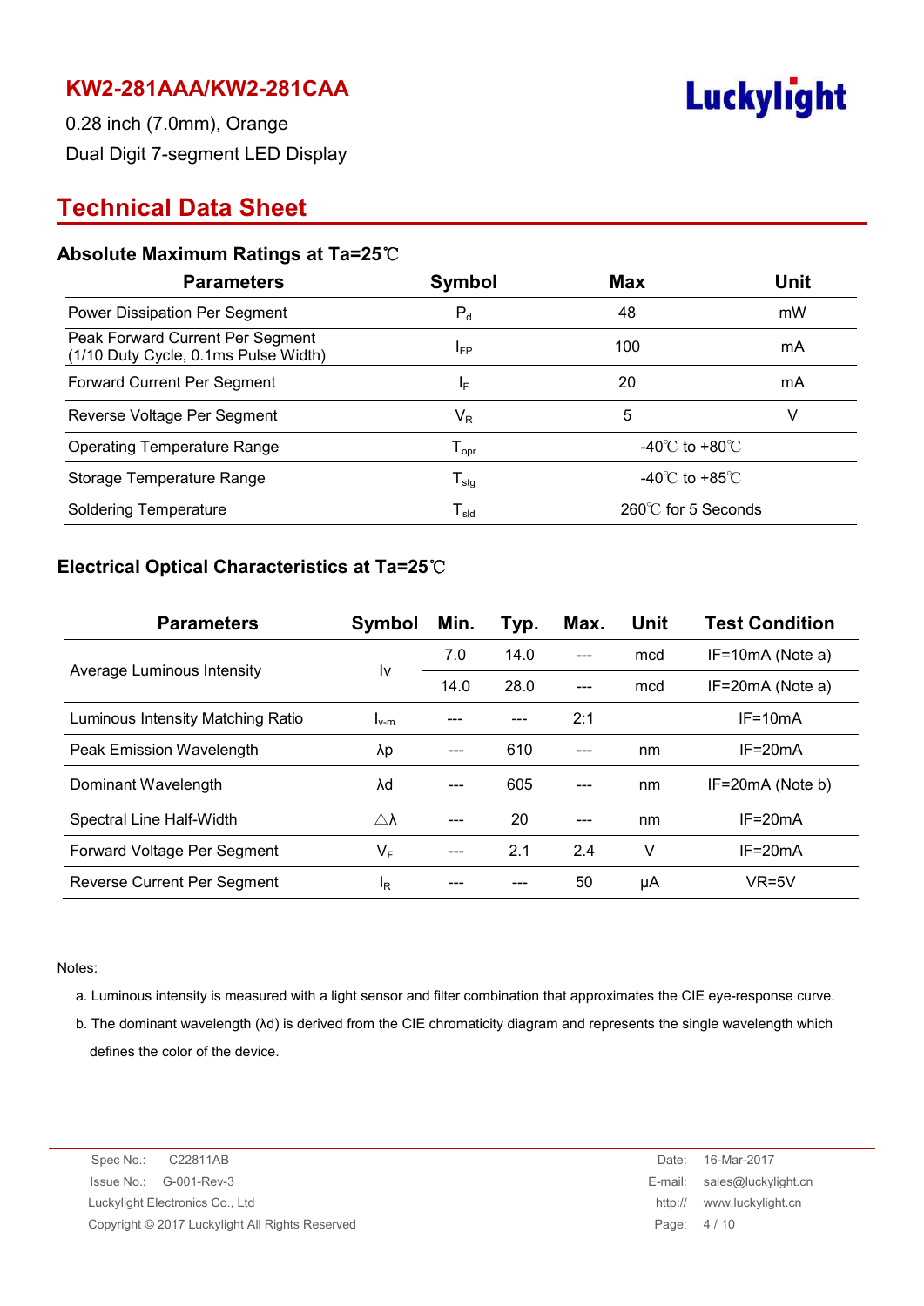# KW2-281AAA/KW2-281CAA

0.28 inch (7.0mm), Orange

Dual Digit 7-segment LED Display

## Technical Data Sheet

### Absolute Maximum Ratings at Ta=25℃

| Parameters | Symbol | Max | Unit |
|---|---|---|---|
| Power Dissipation Per Segment | $P_d$ | 48 | mW |
| Peak Forward Current Per Segment (1/10 Duty Cycle, 0.1ms Pulse Width) | $I_{FP}$ | 100 | mA |
| Forward Current Per Segment | $I_F$ | 20 | mA |
| Reverse Voltage Per Segment | $V_R$ | 5 | V |
| Operating Temperature Range | $T_{opr}$ | -40℃ to +80℃ | |
| Storage Temperature Range | $T_{stg}$ | -40℃ to +85℃ | |
| Soldering Temperature | $T_{sld}$ | 260℃ for 5 Seconds | |

### Electrical Optical Characteristics at Ta=25℃

| Parameters | Symbol | Min. | Typ. | Max. | Unit | Test Condition |
|---|---|---|---|---|---|---|
| Average Luminous Intensity | Iv | 7.0 | 14.0 | --- | mcd | IF=10mA (Note a) |
| | | 14.0 | 28.0 | --- | mcd | IF=20mA (Note a) |
| Luminous Intensity Matching Ratio | $I_{v-m}$ | --- | --- | 2:1 | | IF=10mA |
| Peak Emission Wavelength | λp | --- | 610 | --- | nm | IF=20mA |
| Dominant Wavelength | λd | --- | 605 | --- | nm | IF=20mA (Note b) |
| Spectral Line Half-Width | △λ | --- | 20 | --- | nm | IF=20mA |
| Forward Voltage Per Segment | $V_F$ | --- | 2.1 | 2.4 | V | IF=20mA |
| Reverse Current Per Segment | $I_R$ | --- | --- | 50 | μA | VR=5V |

Notes:

a. Luminous intensity is measured with a light sensor and filter combination that approximates the CIE eye-response curve.

b. The dominant wavelength (λd) is derived from the CIE chromaticity diagram and represents the single wavelength which defines the color of the device.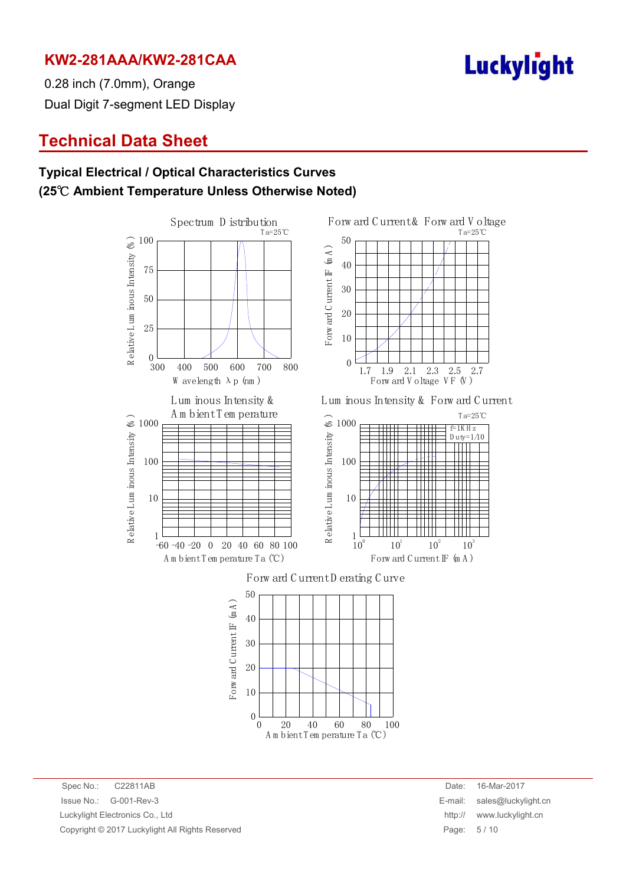## KW2-281AAA/KW2-281CAA

0.28 inch (7.0mm), Orange

Dual Digit 7-segment LED Display

# Technical Data Sheet

### Typical Electrical / Optical Characteristics Curves
### (25℃ Ambient Temperature Unless Otherwise Noted)

Spectrum Distribution
Ta=25℃
Relative Luminous Intensity (%)
Wavelength λp (nm)

Forward Current & Forward Voltage
Ta=25℃
Forward Current IF (mA)
Forward Voltage VF (V)

Luminous Intensity & Ambient Temperature
Relative Luminous Intensity (%)
Ambient Temperature Ta (℃)

Luminous Intensity & Forward Current
Ta=25℃
f=1KHz
Duty=1/10
Relative Luminous Intensity (%)
Forward Current IF (mA)

Forward Current Derating Curve
Forward Current IF (mA)
Ambient Temperature Ta (℃)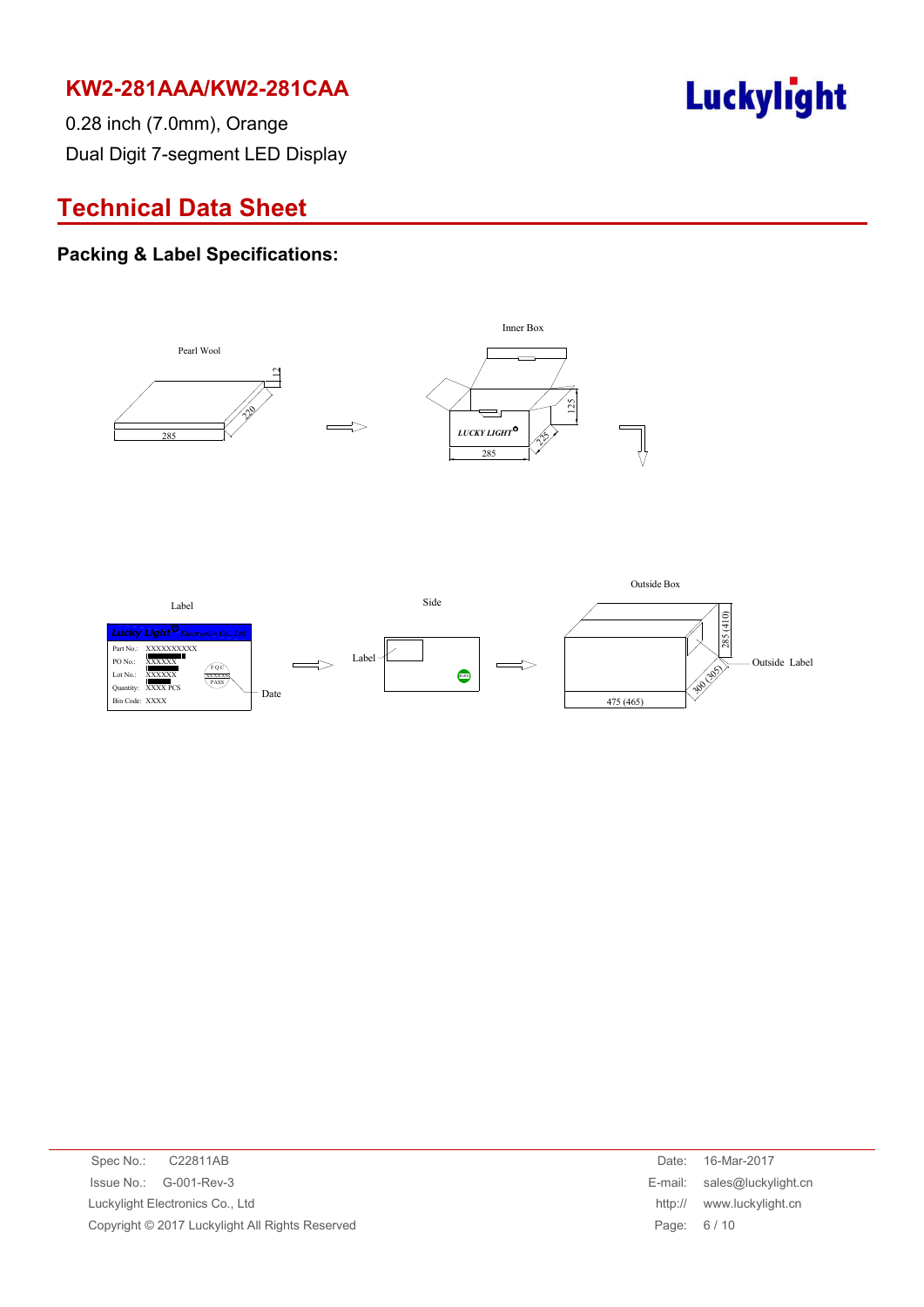## KW2-281AAA/KW2-281CAA

0.28 inch (7.0mm), Orange

Dual Digit 7-segment LED Display

# Technical Data Sheet

### Packing & Label Specifications:

Pearl Wool

12

220

285

Inner Box

LUCKY LIGHT

125

225

285

Label

Lucky Light Electronics Co., Ltd

Part No.: XXXXXXXXXX

PO No.: XXXXXX

Lot No.: XXXXXX

Quantity: XXXX PCS

Bin Code: XXXX

FQC XXXXXX PASS

Date

Side

Label

Outside Box

285 (410)

300 (305)

475 (465)

Outside Label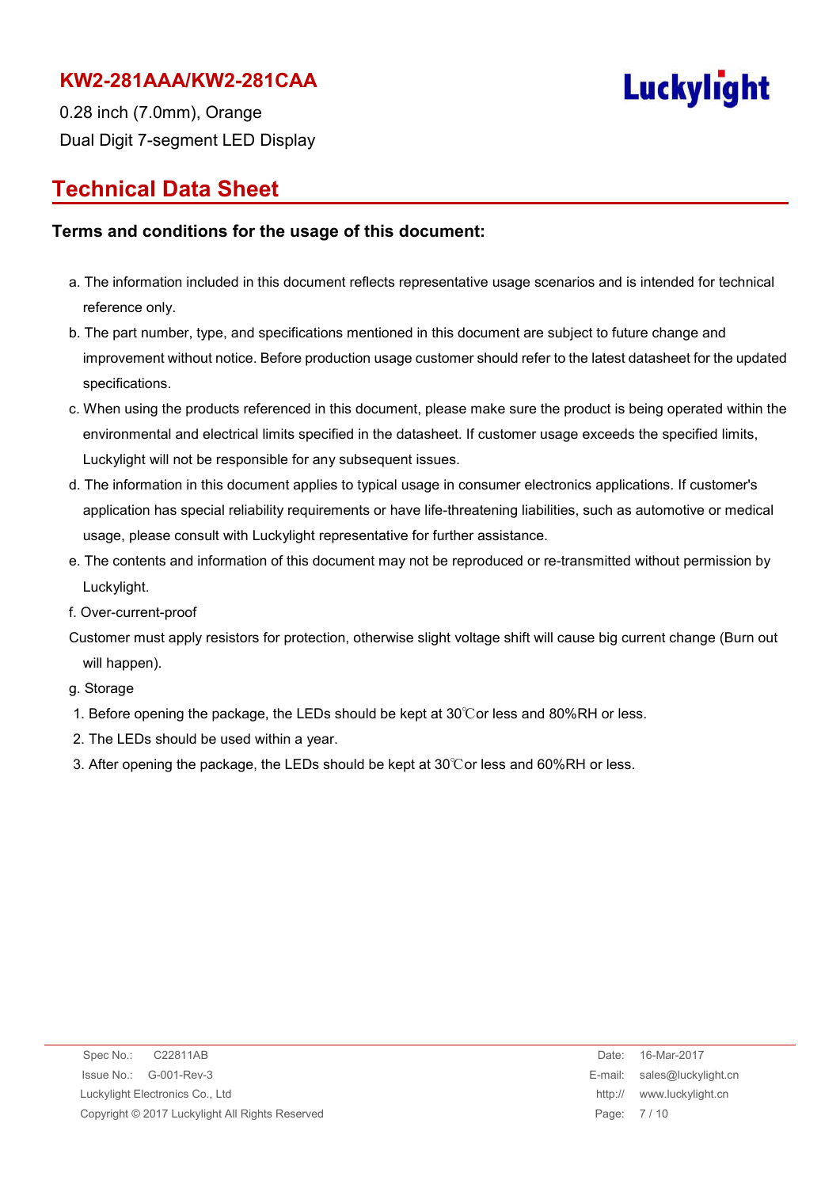## Technical Data Sheet

### Terms and conditions for the usage of this document:

a. The information included in this document reflects representative usage scenarios and is intended for technical reference only.

b. The part number, type, and specifications mentioned in this document are subject to future change and improvement without notice. Before production usage customer should refer to the latest datasheet for the updated specifications.

c. When using the products referenced in this document, please make sure the product is being operated within the environmental and electrical limits specified in the datasheet. If customer usage exceeds the specified limits, Luckylight will not be responsible for any subsequent issues.

d. The information in this document applies to typical usage in consumer electronics applications. If customer's application has special reliability requirements or have life-threatening liabilities, such as automotive or medical usage, please consult with Luckylight representative for further assistance.

e. The contents and information of this document may not be reproduced or re-transmitted without permission by Luckylight.

f. Over-current-proof

Customer must apply resistors for protection, otherwise slight voltage shift will cause big current change (Burn out will happen).

g. Storage

1. Before opening the package, the LEDs should be kept at 30℃or less and 80%RH or less.
2. The LEDs should be used within a year.
3. After opening the package, the LEDs should be kept at 30℃or less and 60%RH or less.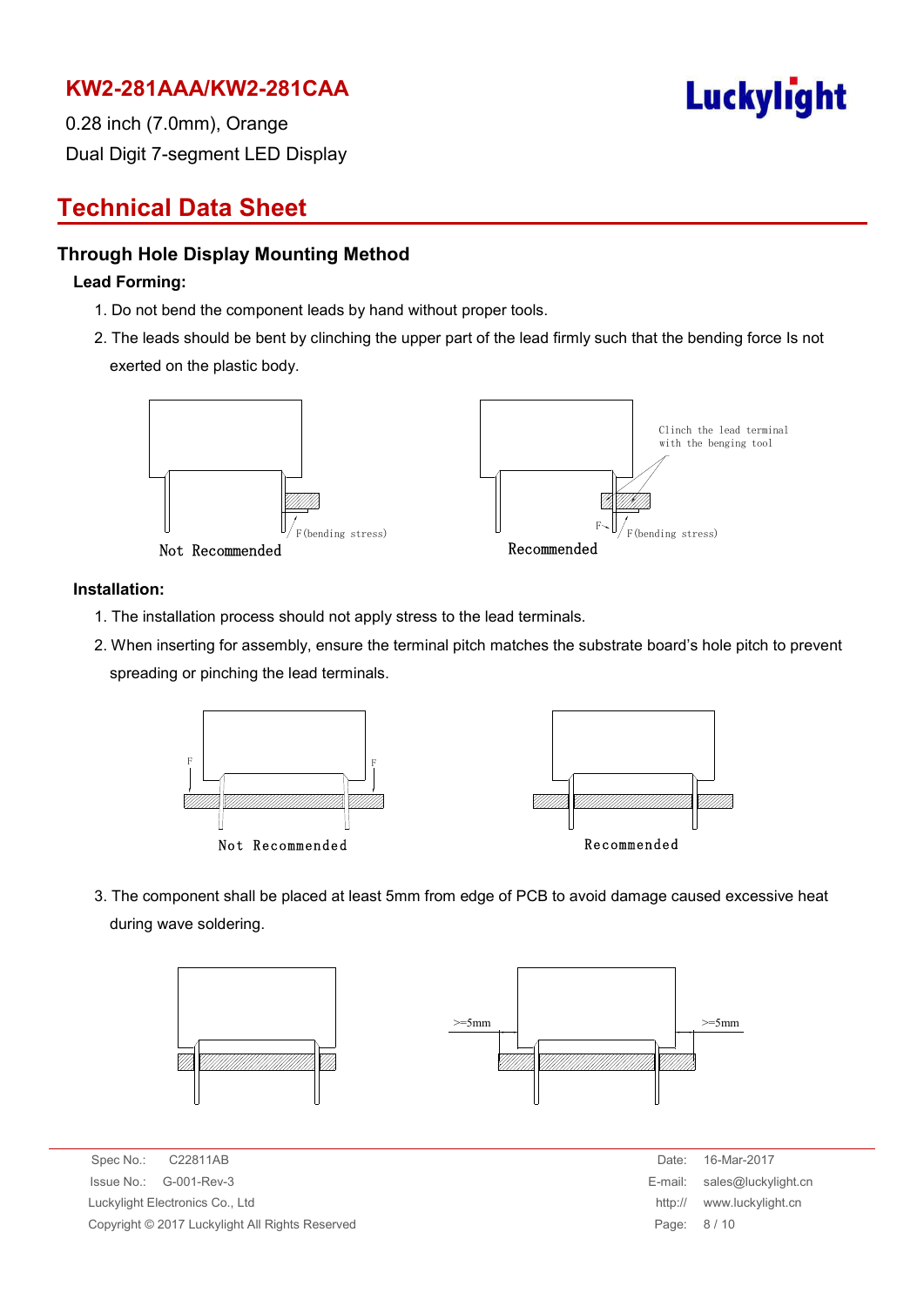# KW2-281AAA/KW2-281CAA

0.28 inch (7.0mm), Orange

Dual Digit 7-segment LED Display

## Technical Data Sheet

### Through Hole Display Mounting Method

**Lead Forming:**

1. Do not bend the component leads by hand without proper tools.
2. The leads should be bent by clinching the upper part of the lead firmly such that the bending force Is not exerted on the plastic body.

F(bending stress)

Not Recommended

Clinch the lead terminal with the benging tool

F

F(bending stress)

Recommended

**Installation:**

1. The installation process should not apply stress to the lead terminals.
2. When inserting for assembly, ensure the terminal pitch matches the substrate board's hole pitch to prevent spreading or pinching the lead terminals.

F F

Not Recommended

Recommended

3. The component shall be placed at least 5mm from edge of PCB to avoid damage caused excessive heat during wave soldering.

>=5mm >=5mm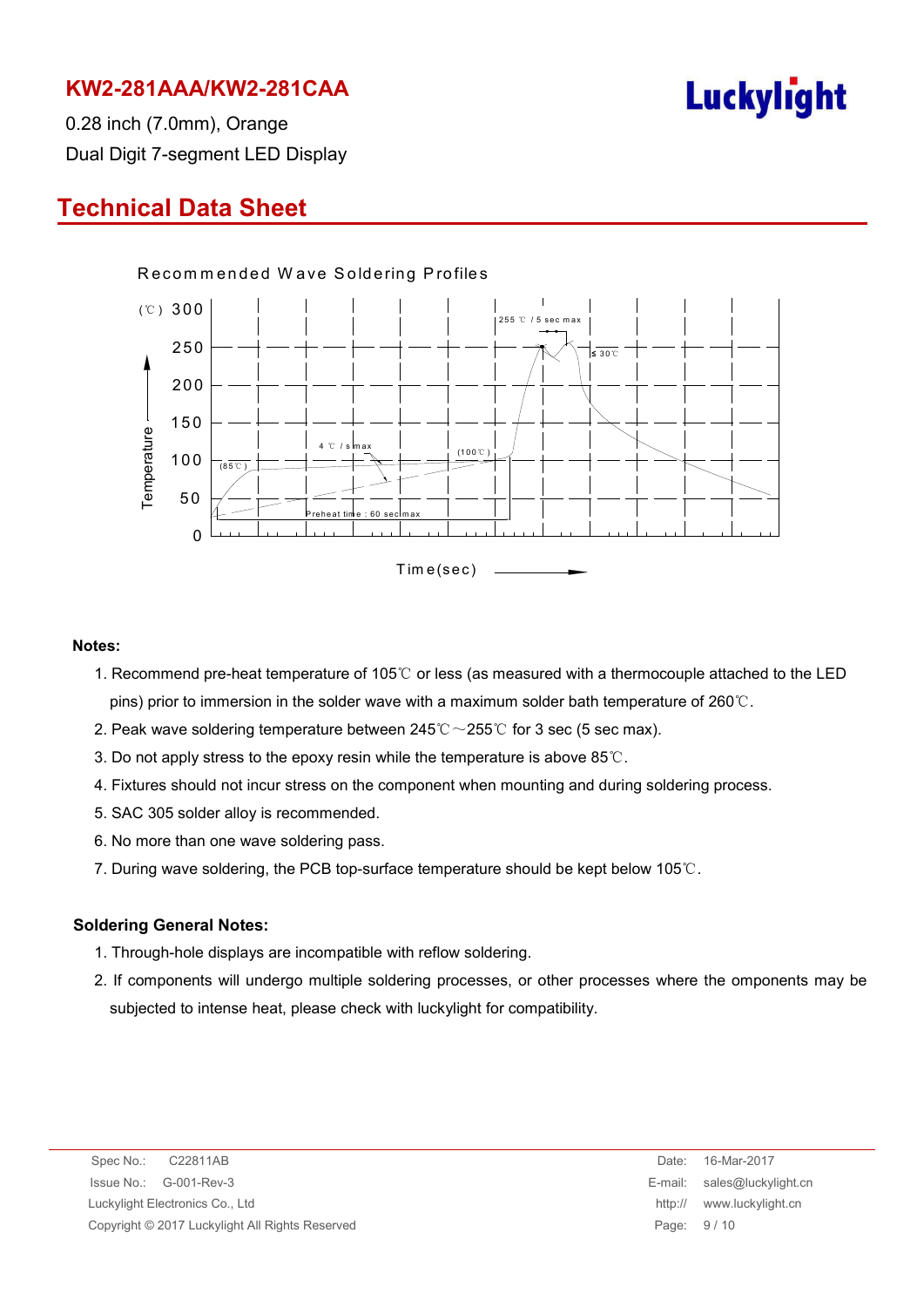# KW2-281AAA/KW2-281CAA

0.28 inch (7.0mm), Orange

Dual Digit 7-segment LED Display

## Technical Data Sheet

Recommended Wave Soldering Profiles

**Notes:**

1. Recommend pre-heat temperature of 105℃ or less (as measured with a thermocouple attached to the LED pins) prior to immersion in the solder wave with a maximum solder bath temperature of 260℃.
2. Peak wave soldering temperature between 245℃～255℃ for 3 sec (5 sec max).
3. Do not apply stress to the epoxy resin while the temperature is above 85℃.
4. Fixtures should not incur stress on the component when mounting and during soldering process.
5. SAC 305 solder alloy is recommended.
6. No more than one wave soldering pass.
7. During wave soldering, the PCB top-surface temperature should be kept below 105℃.

**Soldering General Notes:**

1. Through-hole displays are incompatible with reflow soldering.
2. If components will undergo multiple soldering processes, or other processes where the omponents may be subjected to intense heat, please check with luckylight for compatibility.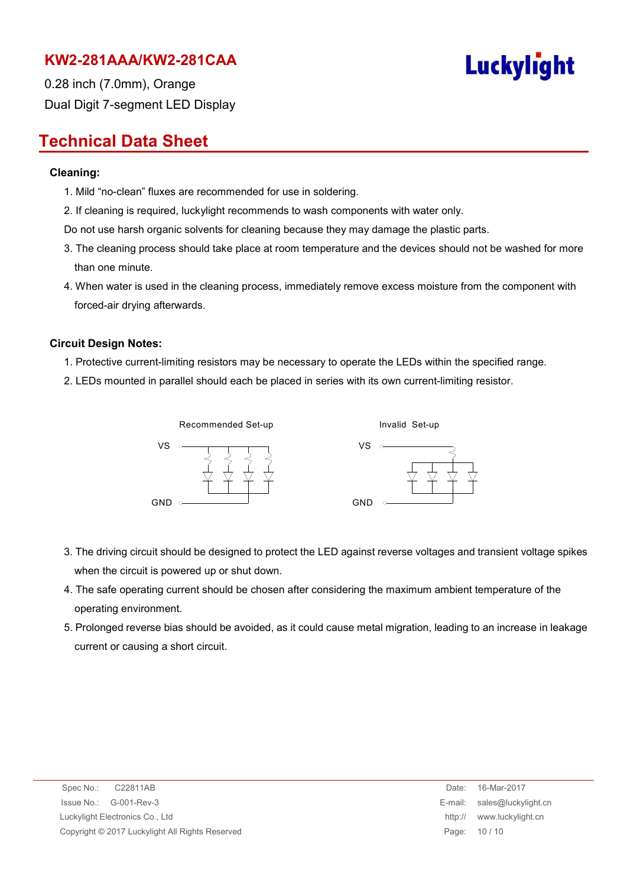## Technical Data Sheet

**Cleaning:**

1. Mild "no-clean" fluxes are recommended for use in soldering.
2. If cleaning is required, luckylight recommends to wash components with water only.

   Do not use harsh organic solvents for cleaning because they may damage the plastic parts.
3. The cleaning process should take place at room temperature and the devices should not be washed for more than one minute.
4. When water is used in the cleaning process, immediately remove excess moisture from the component with forced-air drying afterwards.

**Circuit Design Notes:**

1. Protective current-limiting resistors may be necessary to operate the LEDs within the specified range.
2. LEDs mounted in parallel should each be placed in series with its own current-limiting resistor.

Recommended Set-up

VS

GND

Invalid Set-up

VS

GND

3. The driving circuit should be designed to protect the LED against reverse voltages and transient voltage spikes when the circuit is powered up or shut down.
4. The safe operating current should be chosen after considering the maximum ambient temperature of the operating environment.
5. Prolonged reverse bias should be avoided, as it could cause metal migration, leading to an increase in leakage current or causing a short circuit.